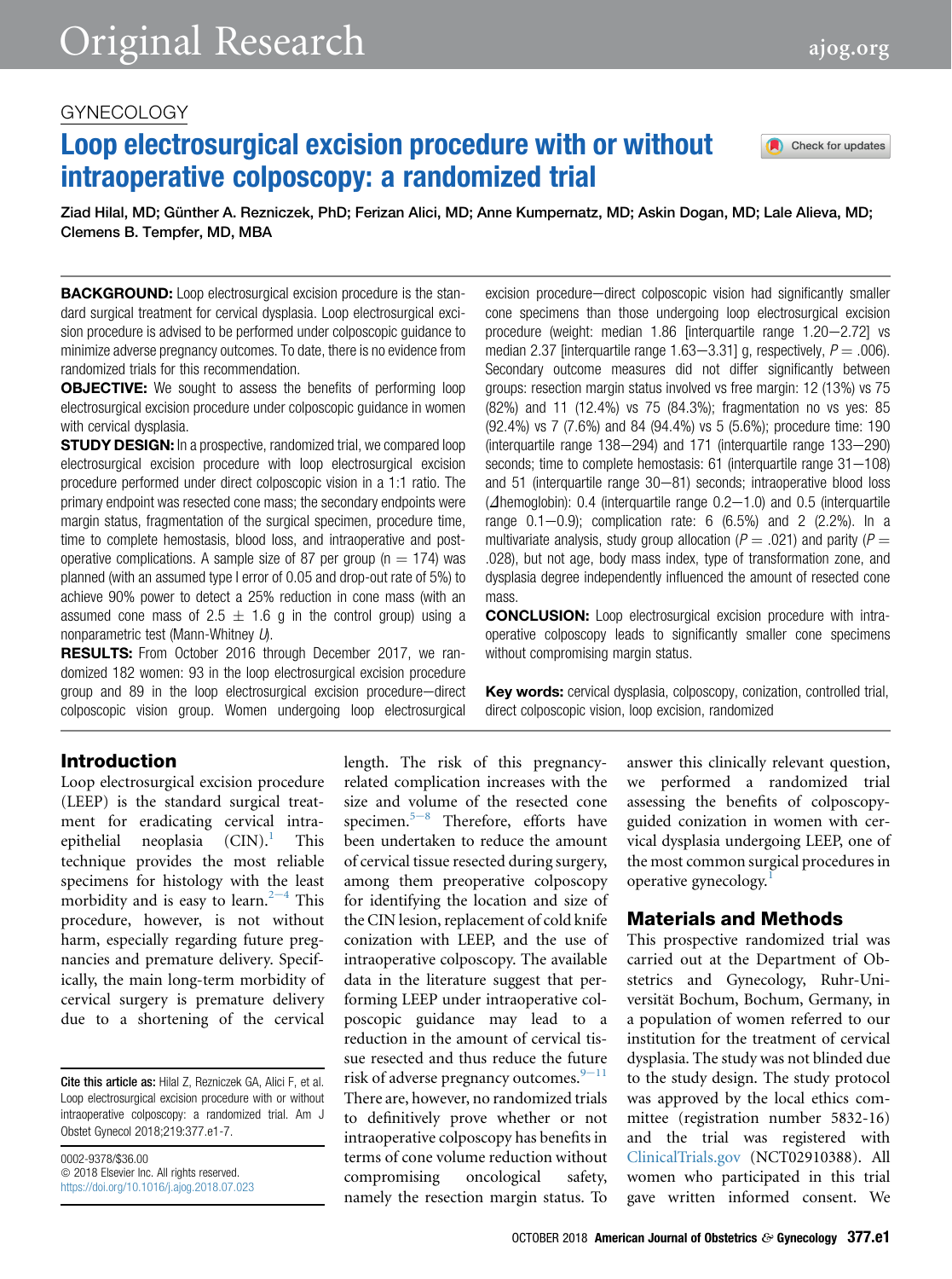GYNECOLOGY

# Loop electrosurgical excision procedure with or without intraoperative colposcopy: a randomized trial

Ziad Hilal, MD; Günther A. Rezniczek, PhD; Ferizan Alici, MD; Anne Kumpernatz, MD; Askin Dogan, MD; Lale Alieva, MD; Clemens B. Tempfer, MD, MBA

**BACKGROUND:** Loop electrosurgical excision procedure is the standard surgical treatment for cervical dysplasia. Loop electrosurgical excision procedure is advised to be performed under colposcopic guidance to minimize adverse pregnancy outcomes. To date, there is no evidence from randomized trials for this recommendation.

**OBJECTIVE:** We sought to assess the benefits of performing loop electrosurgical excision procedure under colposcopic guidance in women with cervical dysplasia.

**STUDY DESIGN:** In a prospective, randomized trial, we compared loop electrosurgical excision procedure with loop electrosurgical excision procedure performed under direct colposcopic vision in a 1:1 ratio. The primary endpoint was resected cone mass; the secondary endpoints were margin status, fragmentation of the surgical specimen, procedure time, time to complete hemostasis, blood loss, and intraoperative and postoperative complications. A sample size of 87 per group (n = 174) was planned (with an assumed type I error of 0.05 and drop-out rate of 5%) to achieve 90% power to detect a 25% reduction in cone mass (with an assumed cone mass of 2.5 ± 1.6 g in the control group) using a nonparametric test (Mann-Whitney *U*).

**RESULTS:** From October 2016 through December 2017, we randomized 182 women: 93 in the loop electrosurgical excision procedure group and 89 in the loop electrosurgical excision procedure−direct colposcopic vision group. Women undergoing loop electrosurgical excision procedure−direct colposcopic vision had significantly smaller cone specimens than those undergoing loop electrosurgical excision procedure (weight: median 1.86 [interquartile range 1.20−2.72] vs median 2.37 [interquartile range 1.63−3.31] g, respectively, $P = .006$). Secondary outcome measures did not differ significantly between groups: resection margin status involved vs free margin: 12 (13%) vs 75 (82%) and 11 (12.4%) vs 75 (84.3%); fragmentation no vs yes: 85 (92.4%) vs 7 (7.6%) and 84 (94.4%) vs 5 (5.6%); procedure time: 190 (interquartile range 138−294) and 171 (interquartile range 133−290) seconds; time to complete hemostasis: 61 (interquartile range 31−108) and 51 (interquartile range 30−81) seconds; intraoperative blood loss ($\Delta$hemoglobin): 0.4 (interquartile range 0.2−1.0) and 0.5 (interquartile range 0.1−0.9); complication rate: 6 (6.5%) and 2 (2.2%). In a multivariate analysis, study group allocation ($P = .021$) and parity ($P = .028$), but not age, body mass index, type of transformation zone, and dysplasia degree independently influenced the amount of resected cone mass.

**CONCLUSION:** Loop electrosurgical excision procedure with intraoperative colposcopy leads to significantly smaller cone specimens without compromising margin status.

**Key words:** cervical dysplasia, colposcopy, conization, controlled trial, direct colposcopic vision, loop excision, randomized

## Introduction

Loop electrosurgical excision procedure (LEEP) is the standard surgical treatment for eradicating cervical intraepithelial neoplasia (CIN).[1] This technique provides the most reliable specimens for histology with the least morbidity and is easy to learn.[2−4] This procedure, however, is not without harm, especially regarding future pregnancies and premature delivery. Specifically, the main long-term morbidity of cervical surgery is premature delivery due to a shortening of the cervical length. The risk of this pregnancy-related complication increases with the size and volume of the resected cone specimen.[5−8] Therefore, efforts have been undertaken to reduce the amount of cervical tissue resected during surgery, among them preoperative colposcopy for identifying the location and size of the CIN lesion, replacement of cold knife conization with LEEP, and the use of intraoperative colposcopy. The available data in the literature suggest that performing LEEP under intraoperative colposcopic guidance may lead to a reduction in the amount of cervical tissue resected and thus reduce the future risk of adverse pregnancy outcomes.[9−11] There are, however, no randomized trials to definitively prove whether or not intraoperative colposcopy has benefits in terms of cone volume reduction without compromising oncological safety, namely the resection margin status. To answer this clinically relevant question, we performed a randomized trial assessing the benefits of colposcopy-guided conization in women with cervical dysplasia undergoing LEEP, one of the most common surgical procedures in operative gynecology.[1]

## Materials and Methods

This prospective randomized trial was carried out at the Department of Obstetrics and Gynecology, Ruhr-Universität Bochum, Bochum, Germany, in a population of women referred to our institution for the treatment of cervical dysplasia. The study was not blinded due to the study design. The study protocol was approved by the local ethics committee (registration number 5832-16) and the trial was registered with ClinicalTrials.gov (NCT02910388). All women who participated in this trial gave written informed consent. We

**Cite this article as:** Hilal Z, Rezniczek GA, Alici F, et al. Loop electrosurgical excision procedure with or without intraoperative colposcopy: a randomized trial. Am J Obstet Gynecol 2018;219:377.e1-7.

0002-9378/$36.00
© 2018 Elsevier Inc. All rights reserved.
https://doi.org/10.1016/j.ajog.2018.07.023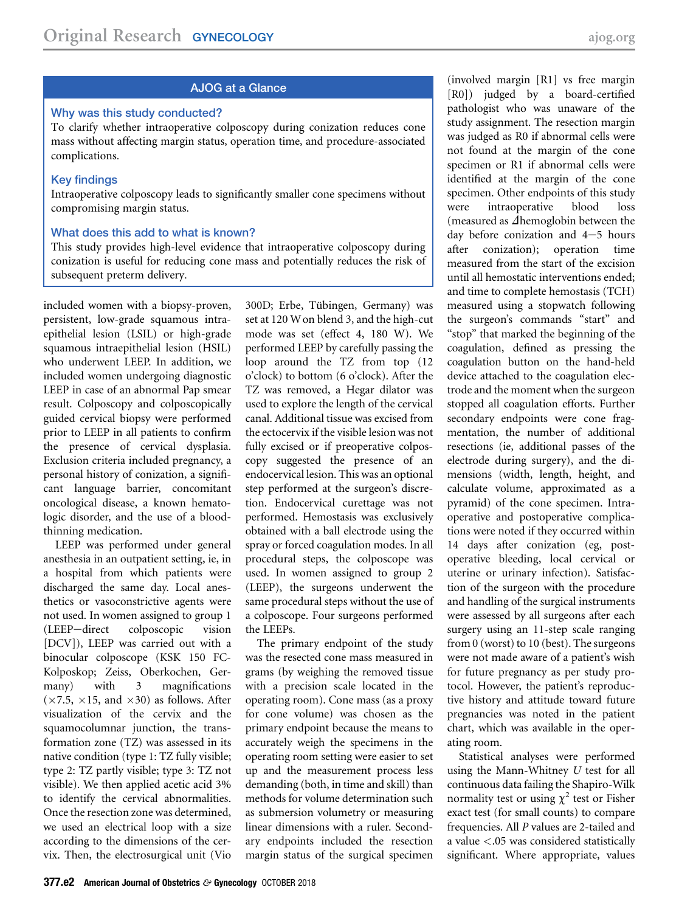## AJOG at a Glance

### Why was this study conducted?

To clarify whether intraoperative colposcopy during conization reduces cone mass without affecting margin status, operation time, and procedure-associated complications.

### Key findings

Intraoperative colposcopy leads to significantly smaller cone specimens without compromising margin status.

### What does this add to what is known?

This study provides high-level evidence that intraoperative colposcopy during conization is useful for reducing cone mass and potentially reduces the risk of subsequent preterm delivery.

included women with a biopsy-proven, persistent, low-grade squamous intraepithelial lesion (LSIL) or high-grade squamous intraepithelial lesion (HSIL) who underwent LEEP. In addition, we included women undergoing diagnostic LEEP in case of an abnormal Pap smear result. Colposcopy and colposcopically guided cervical biopsy were performed prior to LEEP in all patients to confirm the presence of cervical dysplasia. Exclusion criteria included pregnancy, a personal history of conization, a significant language barrier, concomitant oncological disease, a known hematologic disorder, and the use of a blood-thinning medication.

LEEP was performed under general anesthesia in an outpatient setting, ie, in a hospital from which patients were discharged the same day. Local anesthetics or vasoconstrictive agents were not used. In women assigned to group 1 (LEEP−direct colposcopic vision [DCV]), LEEP was carried out with a binocular colposcope (KSK 150 FC-Kolposkop; Zeiss, Oberkochen, Germany) with 3 magnifications (×7.5, ×15, and ×30) as follows. After visualization of the cervix and the squamocolumnar junction, the transformation zone (TZ) was assessed in its native condition (type 1: TZ fully visible; type 2: TZ partly visible; type 3: TZ not visible). We then applied acetic acid 3% to identify the cervical abnormalities. Once the resection zone was determined, we used an electrical loop with a size according to the dimensions of the cervix. Then, the electrosurgical unit (Vio 300D; Erbe, Tübingen, Germany) was set at 120 W on blend 3, and the high-cut mode was set (effect 4, 180 W). We performed LEEP by carefully passing the loop around the TZ from top (12 o'clock) to bottom (6 o'clock). After the TZ was removed, a Hegar dilator was used to explore the length of the cervical canal. Additional tissue was excised from the ectocervix if the visible lesion was not fully excised or if preoperative colposcopy suggested the presence of an endocervical lesion. This was an optional step performed at the surgeon's discretion. Endocervical curettage was not performed. Hemostasis was exclusively obtained with a ball electrode using the spray or forced coagulation modes. In all procedural steps, the colposcope was used. In women assigned to group 2 (LEEP), the surgeons underwent the same procedural steps without the use of a colposcope. Four surgeons performed the LEEPs.

The primary endpoint of the study was the resected cone mass measured in grams (by weighing the removed tissue with a precision scale located in the operating room). Cone mass (as a proxy for cone volume) was chosen as the primary endpoint because the means to accurately weigh the specimens in the operating room setting were easier to set up and the measurement process less demanding (both, in time and skill) than methods for volume determination such as submersion volumetry or measuring linear dimensions with a ruler. Secondary endpoints included the resection margin status of the surgical specimen (involved margin [R1] vs free margin [R0]) judged by a board-certified pathologist who was unaware of the study assignment. The resection margin was judged as R0 if abnormal cells were not found at the margin of the cone specimen or R1 if abnormal cells were identified at the margin of the cone specimen. Other endpoints of this study were intraoperative blood loss (measured as $\Delta$hemoglobin between the day before conization and 4−5 hours after conization); operation time measured from the start of the excision until all hemostatic interventions ended; and time to complete hemostasis (TCH) measured using a stopwatch following the surgeon's commands "start" and "stop" that marked the beginning of the coagulation, defined as pressing the coagulation button on the hand-held device attached to the coagulation electrode and the moment when the surgeon stopped all coagulation efforts. Further secondary endpoints were cone fragmentation, the number of additional resections (ie, additional passes of the electrode during surgery), and the dimensions (width, length, height, and calculate volume, approximated as a pyramid) of the cone specimen. Intraoperative and postoperative complications were noted if they occurred within 14 days after conization (eg, postoperative bleeding, local cervical or uterine or urinary infection). Satisfaction of the surgeon with the procedure and handling of the surgical instruments were assessed by all surgeons after each surgery using an 11-step scale ranging from 0 (worst) to 10 (best). The surgeons were not made aware of a patient's wish for future pregnancy as per study protocol. However, the patient's reproductive history and attitude toward future pregnancies was noted in the patient chart, which was available in the operating room.

Statistical analyses were performed using the Mann-Whitney $U$ test for all continuous data failing the Shapiro-Wilk normality test or using $\chi^2$ test or Fisher exact test (for small counts) to compare frequencies. All $P$ values are 2-tailed and a value $<.05$ was considered statistically significant. Where appropriate, values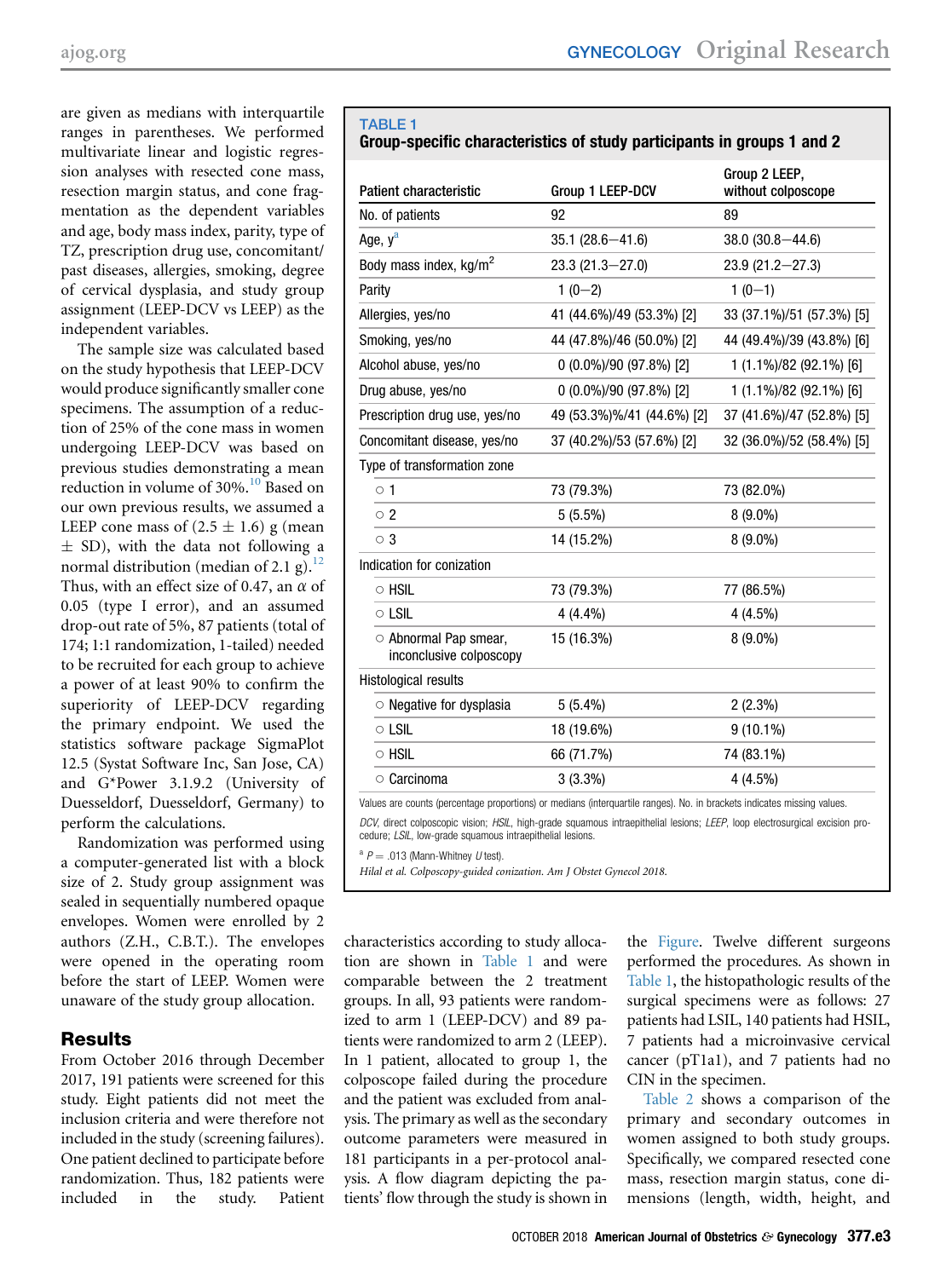are given as medians with interquartile ranges in parentheses. We performed multivariate linear and logistic regression analyses with resected cone mass, resection margin status, and cone fragmentation as the dependent variables and age, body mass index, parity, type of TZ, prescription drug use, concomitant/past diseases, allergies, smoking, degree of cervical dysplasia, and study group assignment (LEEP-DCV vs LEEP) as the independent variables.

The sample size was calculated based on the study hypothesis that LEEP-DCV would produce significantly smaller cone specimens. The assumption of a reduction of 25% of the cone mass in women undergoing LEEP-DCV was based on previous studies demonstrating a mean reduction in volume of 30%.[10] Based on our own previous results, we assumed a LEEP cone mass of (2.5 ± 1.6) g (mean ± SD), with the data not following a normal distribution (median of 2.1 g).[12] Thus, with an effect size of 0.47, an $\alpha$ of 0.05 (type I error), and an assumed drop-out rate of 5%, 87 patients (total of 174; 1:1 randomization, 1-tailed) needed to be recruited for each group to achieve a power of at least 90% to confirm the superiority of LEEP-DCV regarding the primary endpoint. We used the statistics software package SigmaPlot 12.5 (Systat Software Inc, San Jose, CA) and G*Power 3.1.9.2 (University of Duesseldorf, Duesseldorf, Germany) to perform the calculations.

Randomization was performed using a computer-generated list with a block size of 2. Study group assignment was sealed in sequentially numbered opaque envelopes. Women were enrolled by 2 authors (Z.H., C.B.T.). The envelopes were opened in the operating room before the start of LEEP. Women were unaware of the study group allocation.

## Results

From October 2016 through December 2017, 191 patients were screened for this study. Eight patients did not meet the inclusion criteria and were therefore not included in the study (screening failures). One patient declined to participate before randomization. Thus, 182 patients were included in the study. Patient characteristics according to study allocation are shown in Table 1 and were comparable between the 2 treatment groups. In all, 93 patients were randomized to arm 1 (LEEP-DCV) and 89 patients were randomized to arm 2 (LEEP). In 1 patient, allocated to group 1, the colposcope failed during the procedure and the patient was excluded from analysis. The primary as well as the secondary outcome parameters were measured in 181 participants in a per-protocol analysis. A flow diagram depicting the patients' flow through the study is shown in the Figure. Twelve different surgeons performed the procedures. As shown in Table 1, the histopathologic results of the surgical specimens were as follows: 27 patients had LSIL, 140 patients had HSIL, 7 patients had a microinvasive cervical cancer (pT1a1), and 7 patients had no CIN in the specimen.

Table 2 shows a comparison of the primary and secondary outcomes in women assigned to both study groups. Specifically, we compared resected cone mass, resection margin status, cone dimensions (length, width, height, and

**TABLE 1**
**Group-specific characteristics of study participants in groups 1 and 2**

| Patient characteristic | Group 1 LEEP-DCV | Group 2 LEEP, without colposcope |
|---|---|---|
| No. of patients | 92 | 89 |
| Age, y[a] | 35.1 (28.6–41.6) | 38.0 (30.8–44.6) |
| Body mass index, kg/m$^2$ | 23.3 (21.3–27.0) | 23.9 (21.2–27.3) |
| Parity | 1 (0–2) | 1 (0–1) |
| Allergies, yes/no | 41 (44.6%)/49 (53.3%) [2] | 33 (37.1%)/51 (57.3%) [5] |
| Smoking, yes/no | 44 (47.8%)/46 (50.0%) [2] | 44 (49.4%)/39 (43.8%) [6] |
| Alcohol abuse, yes/no | 0 (0.0%)/90 (97.8%) [2] | 1 (1.1%)/82 (92.1%) [6] |
| Drug abuse, yes/no | 0 (0.0%)/90 (97.8%) [2] | 1 (1.1%)/82 (92.1%) [6] |
| Prescription drug use, yes/no | 49 (53.3%)%/41 (44.6%) [2] | 37 (41.6%)/47 (52.8%) [5] |
| Concomitant disease, yes/no | 37 (40.2%)/53 (57.6%) [2] | 32 (36.0%)/52 (58.4%) [5] |
| Type of transformation zone | | |
| ○ 1 | 73 (79.3%) | 73 (82.0%) |
| ○ 2 | 5 (5.5%) | 8 (9.0%) |
| ○ 3 | 14 (15.2%) | 8 (9.0%) |
| Indication for conization | | |
| ○ HSIL | 73 (79.3%) | 77 (86.5%) |
| ○ LSIL | 4 (4.4%) | 4 (4.5%) |
| ○ Abnormal Pap smear, inconclusive colposcopy | 15 (16.3%) | 8 (9.0%) |
| Histological results | | |
| ○ Negative for dysplasia | 5 (5.4%) | 2 (2.3%) |
| ○ LSIL | 18 (19.6%) | 9 (10.1%) |
| ○ HSIL | 66 (71.7%) | 74 (83.1%) |
| ○ Carcinoma | 3 (3.3%) | 4 (4.5%) |

Values are counts (percentage proportions) or medians (interquartile ranges). No. in brackets indicates missing values.

*DCV*, direct colposcopic vision; *HSIL*, high-grade squamous intraepithelial lesions; *LEEP*, loop electrosurgical excision procedure; *LSIL*, low-grade squamous intraepithelial lesions.

[a] $P = .013$ (Mann-Whitney $U$ test).

*Hilal et al. Colposcopy-guided conization. Am J Obstet Gynecol 2018.*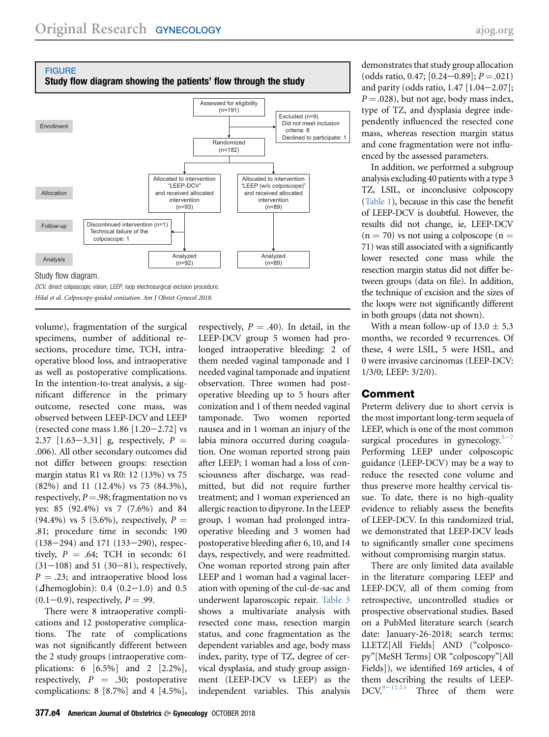**FIGURE**
**Study flow diagram showing the patients' flow through the study**

Enrollment: Assessed for eligibility (n=191) → Excluded (n=9): Did not meet inclusion criteria: 8; Declined to participate: 1 → Randomized (n=182)

Allocation: Allocated to intervention "LEEP-DCV" and received allocated intervention (n=93) | Allocated to intervention "LEEP (w/o colposcope)" and received allocated intervention (n=89)

Follow-up: Discontinued intervention (n=1) Technical failure of the colposcope: 1

Analysis: Analyzed (n=92) | Analyzed (n=89)

Study flow diagram.

*DCV*, direct colposcopic vision; *LEEP*, loop electrosurgical excision procedure.

*Hilal et al. Colposcopy-guided conization. Am J Obstet Gynecol 2018.*

volume), fragmentation of the surgical specimens, number of additional resections, procedure time, TCH, intraoperative blood loss, and intraoperative as well as postoperative complications. In the intention-to-treat analysis, a significant difference in the primary outcome, resected cone mass, was observed between LEEP-DCV and LEEP (resected cone mass 1.86 [1.20−2.72] vs 2.37 [1.63−3.31] g, respectively, $P = .006$). All other secondary outcomes did not differ between groups: resection margin status R1 vs R0: 12 (13%) vs 75 (82%) and 11 (12.4%) vs 75 (84.3%), respectively, $P = .98$; fragmentation no vs yes: 85 (92.4%) vs 7 (7.6%) and 84 (94.4%) vs 5 (5.6%), respectively, $P = .81$; procedure time in seconds: 190 (138−294) and 171 (133−290), respectively, $P = .64$; TCH in seconds: 61 (31−108) and 51 (30−81), respectively, $P = .23$; and intraoperative blood loss ($\Delta$hemoglobin): 0.4 (0.2−1.0) and 0.5 (0.1−0.9), respectively, $P = .99$.

There were 8 intraoperative complications and 12 postoperative complications. The rate of complications was not significantly different between the 2 study groups (intraoperative complications: 6 [6.5%] and 2 [2.2%], respectively, $P = .30$; postoperative complications: 8 [8.7%] and 4 [4.5%], respectively, $P = .40$). In detail, in the LEEP-DCV group 5 women had prolonged intraoperative bleeding: 2 of them needed vaginal tamponade and 1 needed vaginal tamponade and inpatient observation. Three women had postoperative bleeding up to 5 hours after conization and 1 of them needed vaginal tamponade. Two women reported nausea and in 1 woman an injury of the labia minora occurred during coagulation. One woman reported strong pain after LEEP; 1 woman had a loss of consciousness after discharge, was readmitted, but did not require further treatment; and 1 woman experienced an allergic reaction to dipyrone. In the LEEP group, 1 woman had prolonged intraoperative bleeding and 3 women had postoperative bleeding after 6, 10, and 14 days, respectively, and were readmitted. One woman reported strong pain after LEEP and 1 woman had a vaginal laceration with opening of the cul-de-sac and underwent laparoscopic repair. Table 3 shows a multivariate analysis with resected cone mass, resection margin status, and cone fragmentation as the dependent variables and age, body mass index, parity, type of TZ, degree of cervical dysplasia, and study group assignment (LEEP-DCV vs LEEP) as the independent variables. This analysis demonstrates that study group allocation (odds ratio, 0.47; [0.24−0.89]; $P = .021$) and parity (odds ratio, 1.47 [1.04−2.07]; $P = .028$), but not age, body mass index, type of TZ, and dysplasia degree independently influenced the resected cone mass, whereas resection margin status and cone fragmentation were not influenced by the assessed parameters.

In addition, we performed a subgroup analysis excluding 40 patients with a type 3 TZ, LSIL, or inconclusive colposcopy (Table 1), because in this case the benefit of LEEP-DCV is doubtful. However, the results did not change, ie, LEEP-DCV (n = 70) vs not using a colposcope (n = 71) was still associated with a significantly lower resected cone mass while the resection margin status did not differ between groups (data on file). In addition, the technique of excision and the sizes of the loops were not significantly different in both groups (data not shown).

With a mean follow-up of 13.0 ± 5.3 months, we recorded 9 recurrences. Of these, 4 were LSIL, 5 were HSIL, and 0 were invasive carcinomas (LEEP-DCV: 1/3/0; LEEP: 3/2/0).

## Comment

Preterm delivery due to short cervix is the most important long-term sequela of LEEP, which is one of the most common surgical procedures in gynecology.[5−7] Performing LEEP under colposcopic guidance (LEEP-DCV) may be a way to reduce the resected cone volume and thus preserve more healthy cervical tissue. To date, there is no high-quality evidence to reliably assess the benefits of LEEP-DCV. In this randomized trial, we demonstrated that LEEP-DCV leads to significantly smaller cone specimens without compromising margin status.

There are only limited data available in the literature comparing LEEP and LEEP-DCV, all of them coming from retrospective, uncontrolled studies or prospective observational studies. Based on a PubMed literature search (search date: January-26-2018; search terms: LLETZ[All Fields] AND ("colposcopy"[MeSH Terms] OR "colposcopy"[All Fields]), we identified 169 articles, 4 of them describing the results of LEEP-DCV.[9−11,13] Three of them were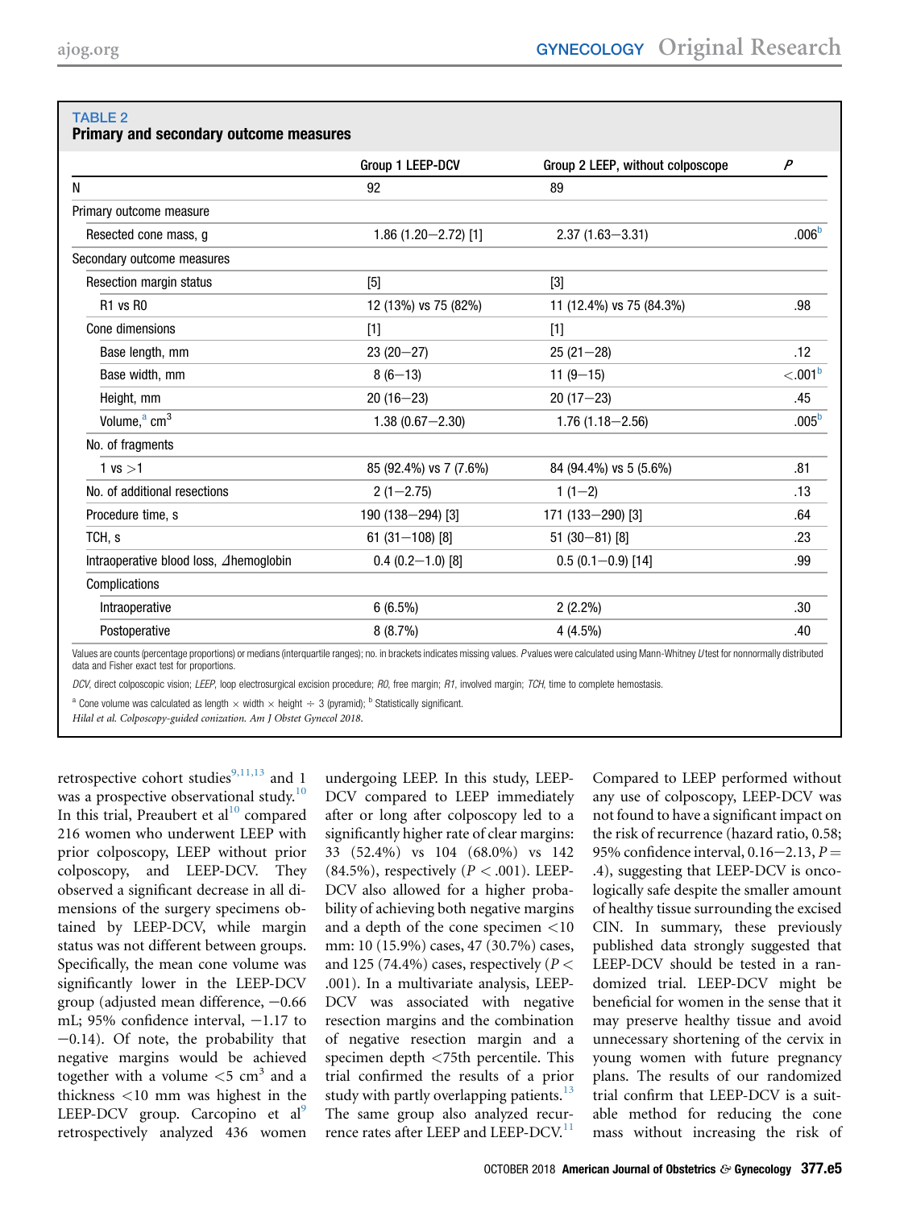**TABLE 2**
**Primary and secondary outcome measures**

| | Group 1 LEEP-DCV | Group 2 LEEP, without colposcope | *P* |
|---|---|---|---|
| N | 92 | 89 | |
| Primary outcome measure | | | |
| Resected cone mass, g | 1.86 (1.20–2.72) [1] | 2.37 (1.63–3.31) | .006[b] |
| Secondary outcome measures | | | |
| Resection margin status | [5] | [3] | |
| R1 vs R0 | 12 (13%) vs 75 (82%) | 11 (12.4%) vs 75 (84.3%) | .98 |
| Cone dimensions | [1] | [1] | |
| Base length, mm | 23 (20–27) | 25 (21–28) | .12 |
| Base width, mm | 8 (6–13) | 11 (9–15) | <.001[b] |
| Height, mm | 20 (16–23) | 20 (17–23) | .45 |
| Volume,[a] $cm^3$ | 1.38 (0.67–2.30) | 1.76 (1.18–2.56) | .005[b] |
| No. of fragments | | | |
| 1 vs >1 | 85 (92.4%) vs 7 (7.6%) | 84 (94.4%) vs 5 (5.6%) | .81 |
| No. of additional resections | 2 (1–2.75) | 1 (1–2) | .13 |
| Procedure time, s | 190 (138–294) [3] | 171 (133–290) [3] | .64 |
| TCH, s | 61 (31–108) [8] | 51 (30–81) [8] | .23 |
| Intraoperative blood loss, ⊿hemoglobin | 0.4 (0.2–1.0) [8] | 0.5 (0.1–0.9) [14] | .99 |
| Complications | | | |
| Intraoperative | 6 (6.5%) | 2 (2.2%) | .30 |
| Postoperative | 8 (8.7%) | 4 (4.5%) | .40 |

Values are counts (percentage proportions) or medians (interquartile ranges); no. in brackets indicates missing values. *P* values were calculated using Mann-Whitney *U* test for nonnormally distributed data and Fisher exact test for proportions.

*DCV*, direct colposcopic vision; *LEEP*, loop electrosurgical excision procedure; *R0*, free margin; *R1*, involved margin; *TCH*, time to complete hemostasis.

[a] Cone volume was calculated as length × width × height ÷ 3 (pyramid); [b] Statistically significant.

*Hilal et al. Colposcopy-guided conization. Am J Obstet Gynecol 2018.*

retrospective cohort studies[9,11,13] and 1 was a prospective observational study.[10] In this trial, Preaubert et al[10] compared 216 women who underwent LEEP with prior colposcopy, LEEP without prior colposcopy, and LEEP-DCV. They observed a significant decrease in all dimensions of the surgery specimens obtained by LEEP-DCV, while margin status was not different between groups. Specifically, the mean cone volume was significantly lower in the LEEP-DCV group (adjusted mean difference, −0.66 mL; 95% confidence interval, −1.17 to −0.14). Of note, the probability that negative margins would be achieved together with a volume <5 $cm^3$ and a thickness <10 mm was highest in the LEEP-DCV group. Carcopino et al[9] retrospectively analyzed 436 women undergoing LEEP. In this study, LEEP-DCV compared to LEEP immediately after or long after colposcopy led to a significantly higher rate of clear margins: 33 (52.4%) vs 104 (68.0%) vs 142 (84.5%), respectively ($P < .001$). LEEP-DCV also allowed for a higher probability of achieving both negative margins and a depth of the cone specimen <10 mm: 10 (15.9%) cases, 47 (30.7%) cases, and 125 (74.4%) cases, respectively ($P < .001$). In a multivariate analysis, LEEP-DCV was associated with negative resection margins and the combination of negative resection margin and a specimen depth <75th percentile. This trial confirmed the results of a prior study with partly overlapping patients.[13] The same group also analyzed recurrence rates after LEEP and LEEP-DCV.[11] Compared to LEEP performed without any use of colposcopy, LEEP-DCV was not found to have a significant impact on the risk of recurrence (hazard ratio, 0.58; 95% confidence interval, 0.16–2.13, $P = .4$), suggesting that LEEP-DCV is oncologically safe despite the smaller amount of healthy tissue surrounding the excised CIN. In summary, these previously published data strongly suggested that LEEP-DCV should be tested in a randomized trial. LEEP-DCV might be beneficial for women in the sense that it may preserve healthy tissue and avoid unnecessary shortening of the cervix in young women with future pregnancy plans. The results of our randomized trial confirm that LEEP-DCV is a suitable method for reducing the cone mass without increasing the risk of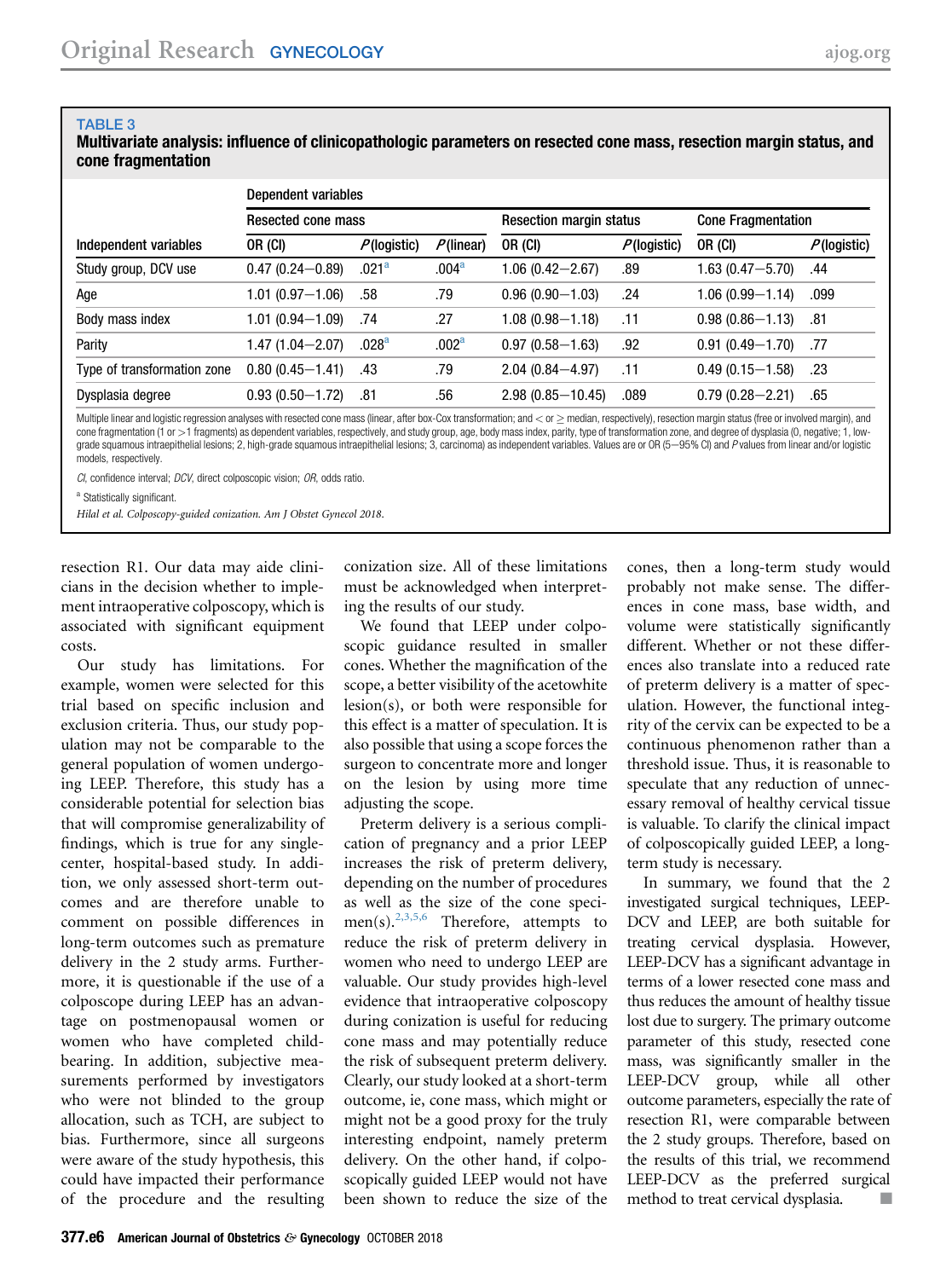**TABLE 3**

**Multivariate analysis: influence of clinicopathologic parameters on resected cone mass, resection margin status, and cone fragmentation**

| | Dependent variables | | | | | | |
|---|---|---|---|---|---|---|---|
| | Resected cone mass | | | Resection margin status | | Cone Fragmentation | |
| Independent variables | OR (CI) | P(logistic) | P(linear) | OR (CI) | P(logistic) | OR (CI) | P(logistic) |
| Study group, DCV use | 0.47 (0.24−0.89) | .021[a] | .004[a] | 1.06 (0.42−2.67) | .89 | 1.63 (0.47−5.70) | .44 |
| Age | 1.01 (0.97−1.06) | .58 | .79 | 0.96 (0.90−1.03) | .24 | 1.06 (0.99−1.14) | .099 |
| Body mass index | 1.01 (0.94−1.09) | .74 | .27 | 1.08 (0.98−1.18) | .11 | 0.98 (0.86−1.13) | .81 |
| Parity | 1.47 (1.04−2.07) | .028[a] | .002[a] | 0.97 (0.58−1.63) | .92 | 0.91 (0.49−1.70) | .77 |
| Type of transformation zone | 0.80 (0.45−1.41) | .43 | .79 | 2.04 (0.84−4.97) | .11 | 0.49 (0.15−1.58) | .23 |
| Dysplasia degree | 0.93 (0.50−1.72) | .81 | .56 | 2.98 (0.85−10.45) | .089 | 0.79 (0.28−2.21) | .65 |

Multiple linear and logistic regression analyses with resected cone mass (linear, after box-Cox transformation; and < or ≥ median, respectively), resection margin status (free or involved margin), and cone fragmentation (1 or >1 fragments) as dependent variables, respectively, and study group, age, body mass index, parity, type of transformation zone, and degree of dysplasia (0, negative; 1, low-grade squamous intraepithelial lesions; 2, high-grade squamous intraepithelial lesions; 3, carcinoma) as independent variables. Values are or OR (5−95% CI) and P values from linear and/or logistic models, respectively.

*CI*, confidence interval; *DCV*, direct colposcopic vision; *OR*, odds ratio.

[a] Statistically significant.

*Hilal et al. Colposcopy-guided conization. Am J Obstet Gynecol 2018.*

resection R1. Our data may aide clinicians in the decision whether to implement intraoperative colposcopy, which is associated with significant equipment costs.

Our study has limitations. For example, women were selected for this trial based on specific inclusion and exclusion criteria. Thus, our study population may not be comparable to the general population of women undergoing LEEP. Therefore, this study has a considerable potential for selection bias that will compromise generalizability of findings, which is true for any single-center, hospital-based study. In addition, we only assessed short-term outcomes and are therefore unable to comment on possible differences in long-term outcomes such as premature delivery in the 2 study arms. Furthermore, it is questionable if the use of a colposcope during LEEP has an advantage on postmenopausal women or women who have completed childbearing. In addition, subjective measurements performed by investigators who were not blinded to the group allocation, such as TCH, are subject to bias. Furthermore, since all surgeons were aware of the study hypothesis, this could have impacted their performance of the procedure and the resulting conization size. All of these limitations must be acknowledged when interpreting the results of our study.

We found that LEEP under colposcopic guidance resulted in smaller cones. Whether the magnification of the scope, a better visibility of the acetowhite lesion(s), or both were responsible for this effect is a matter of speculation. It is also possible that using a scope forces the surgeon to concentrate more and longer on the lesion by using more time adjusting the scope.

Preterm delivery is a serious complication of pregnancy and a prior LEEP increases the risk of preterm delivery, depending on the number of procedures as well as the size of the cone specimen(s).[2,3,5,6] Therefore, attempts to reduce the risk of preterm delivery in women who need to undergo LEEP are valuable. Our study provides high-level evidence that intraoperative colposcopy during conization is useful for reducing cone mass and may potentially reduce the risk of subsequent preterm delivery. Clearly, our study looked at a short-term outcome, ie, cone mass, which might or might not be a good proxy for the truly interesting endpoint, namely preterm delivery. On the other hand, if colposcopically guided LEEP would not have been shown to reduce the size of the cones, then a long-term study would probably not make sense. The differences in cone mass, base width, and volume were statistically significantly different. Whether or not these differences also translate into a reduced rate of preterm delivery is a matter of speculation. However, the functional integrity of the cervix can be expected to be a continuous phenomenon rather than a threshold issue. Thus, it is reasonable to speculate that any reduction of unnecessary removal of healthy cervical tissue is valuable. To clarify the clinical impact of colposcopically guided LEEP, a long-term study is necessary.

In summary, we found that the 2 investigated surgical techniques, LEEP-DCV and LEEP, are both suitable for treating cervical dysplasia. However, LEEP-DCV has a significant advantage in terms of a lower resected cone mass and thus reduces the amount of healthy tissue lost due to surgery. The primary outcome parameter of this study, resected cone mass, was significantly smaller in the LEEP-DCV group, while all other outcome parameters, especially the rate of resection R1, were comparable between the 2 study groups. Therefore, based on the results of this trial, we recommend LEEP-DCV as the preferred surgical method to treat cervical dysplasia. ■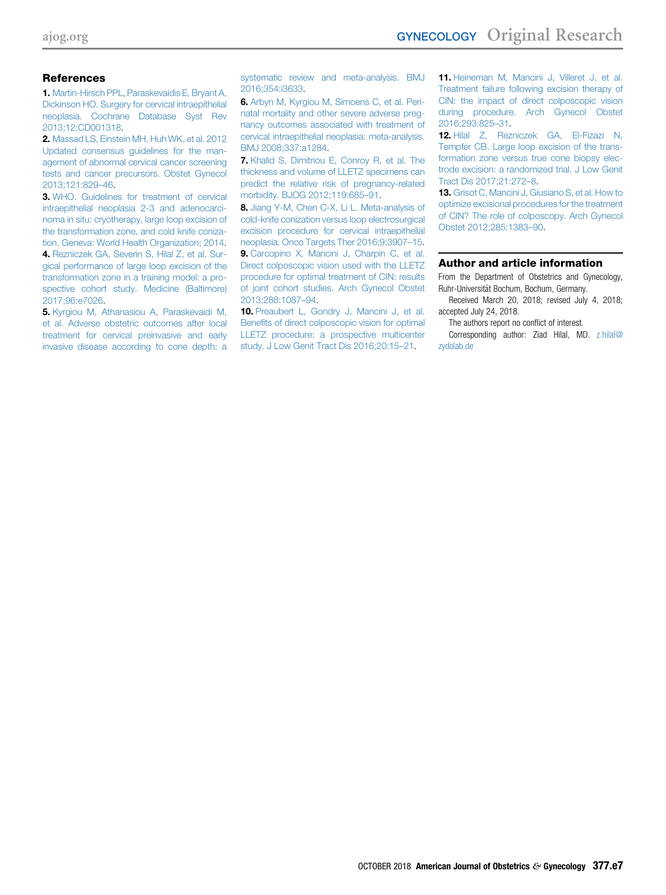## References

1. Martin-Hirsch PPL, Paraskevaidis E, Bryant A, Dickinson HO. Surgery for cervical intraepithelial neoplasia. Cochrane Database Syst Rev 2013;12:CD001318.
2. Massad LS, Einstein MH, Huh WK, et al. 2012 Updated consensus guidelines for the management of abnormal cervical cancer screening tests and cancer precursors. Obstet Gynecol 2013;121:829–46.
3. WHO. Guidelines for treatment of cervical intraepithelial neoplasia 2-3 and adenocarcinoma in situ: cryotherapy, large loop excision of the transformation zone, and cold knife conization. Geneva: World Health Organization; 2014.
4. Rezniczek GA, Severin S, Hilal Z, et al. Surgical performance of large loop excision of the transformation zone in a training model: a prospective cohort study. Medicine (Baltimore) 2017;96:e7026.
5. Kyrgiou M, Athanasiou A, Paraskevaidi M, et al. Adverse obstetric outcomes after local treatment for cervical preinvasive and early invasive disease according to cone depth: a systematic review and meta-analysis. BMJ 2016;354:i3633.
6. Arbyn M, Kyrgiou M, Simoens C, et al. Perinatal mortality and other severe adverse pregnancy outcomes associated with treatment of cervical intraepithelial neoplasia: meta-analysis. BMJ 2008;337:a1284.
7. Khalid S, Dimitriou E, Conroy R, et al. The thickness and volume of LLETZ specimens can predict the relative risk of pregnancy-related morbidity. BJOG 2012;119:685–91.
8. Jiang Y-M, Chen C-X, Li L. Meta-analysis of cold-knife conization versus loop electrosurgical excision procedure for cervical intraepithelial neoplasia. Onco Targets Ther 2016;9:3907–15.
9. Carcopino X, Mancini J, Charpin C, et al. Direct colposcopic vision used with the LLETZ procedure for optimal treatment of CIN: results of joint cohort studies. Arch Gynecol Obstet 2013;288:1087–94.
10. Preaubert L, Gondry J, Mancini J, et al. Benefits of direct colposcopic vision for optimal LLETZ procedure: a prospective multicenter study. J Low Genit Tract Dis 2016;20:15–21.
11. Heineman M, Mancini J, Villeret J, et al. Treatment failure following excision therapy of CIN: the impact of direct colposcopic vision during procedure. Arch Gynecol Obstet 2016;293:825–31.
12. Hilal Z, Rezniczek GA, El-Fizazi N, Tempfer CB. Large loop excision of the transformation zone versus true cone biopsy electrode excision: a randomized trial. J Low Genit Tract Dis 2017;21:272–8.
13. Grisot C, Mancini J, Giusiano S, et al. How to optimize excisional procedures for the treatment of CIN? The role of colposcopy. Arch Gynecol Obstet 2012;285:1383–90.

## Author and article information

From the Department of Obstetrics and Gynecology, Ruhr-Universität Bochum, Bochum, Germany.

Received March 20, 2018; revised July 4, 2018; accepted July 24, 2018.

The authors report no conflict of interest.

Corresponding author: Ziad Hilal, MD. z.hilal@zydolab.de